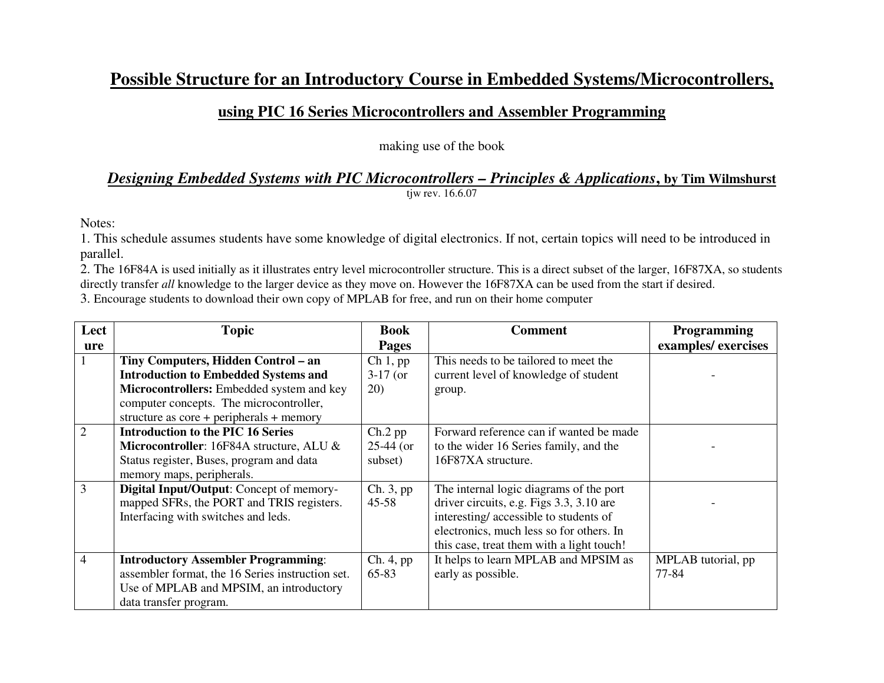# Possible Structure for an Introductory Course in Embedded Systems/Microcontrollers,

## using PIC 16 Series Microcontrollers and Assembler Programming

making use of the book

### *Designing Embedded Systems with PIC Microcontrollers – Principles & Applications*, by Tim Wilmshurst

tjw rev. 16.6.07

Notes:

1. This schedule assumes students have some knowledge of digital electronics. If not, certain topics will need to be introduced in parallel.
2. The 16F84A is used initially as it illustrates entry level microcontroller structure. This is a direct subset of the larger, 16F87XA, so students directly transfer *all* knowledge to the larger device as they move on. However the 16F87XA can be used from the start if desired.
3. Encourage students to download their own copy of MPLAB for free, and run on their home computer

| Lecture | Topic | Book Pages | Comment | Programming examples/ exercises |
|---|---|---|---|---|
| 1 | **Tiny Computers, Hidden Control – an Introduction to Embedded Systems and Microcontrollers:** Embedded system and key computer concepts. The microcontroller, structure as core + peripherals + memory | Ch 1, pp 3-17 (or 20) | This needs to be tailored to meet the current level of knowledge of student group. | - |
| 2 | **Introduction to the PIC 16 Series Microcontroller**: 16F84A structure, ALU & Status register, Buses, program and data memory maps, peripherals. | Ch.2 pp 25-44 (or subset) | Forward reference can if wanted be made to the wider 16 Series family, and the 16F87XA structure. | - |
| 3 | **Digital Input/Output**: Concept of memory-mapped SFRs, the PORT and TRIS registers. Interfacing with switches and leds. | Ch. 3, pp 45-58 | The internal logic diagrams of the port driver circuits, e.g. Figs 3.3, 3.10 are interesting/ accessible to students of electronics, much less so for others. In this case, treat them with a light touch! | - |
| 4 | **Introductory Assembler Programming**: assembler format, the 16 Series instruction set. Use of MPLAB and MPSIM, an introductory data transfer program. | Ch. 4, pp 65-83 | It helps to learn MPLAB and MPSIM as early as possible. | MPLAB tutorial, pp 77-84 |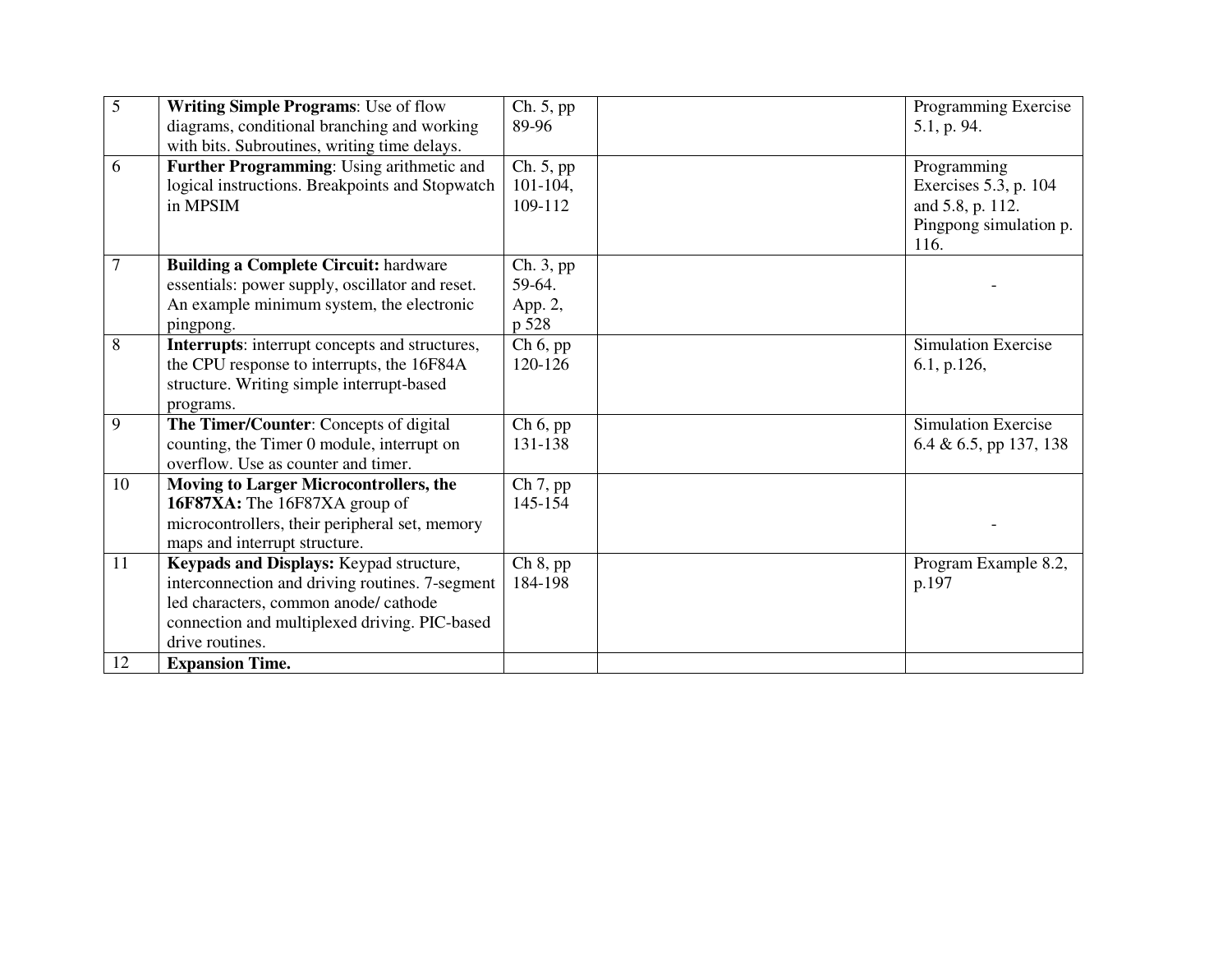| | | | | |
|---|---|---|---|---|
| 5 | **Writing Simple Programs**: Use of flow diagrams, conditional branching and working with bits. Subroutines, writing time delays. | Ch. 5, pp 89-96 | | Programming Exercise 5.1, p. 94. |
| 6 | **Further Programming**: Using arithmetic and logical instructions. Breakpoints and Stopwatch in MPSIM | Ch. 5, pp 101-104, 109-112 | | Programming Exercises 5.3, p. 104 and 5.8, p. 112. Pingpong simulation p. 116. |
| 7 | **Building a Complete Circuit:** hardware essentials: power supply, oscillator and reset. An example minimum system, the electronic pingpong. | Ch. 3, pp 59-64. App. 2, p 528 | | - |
| 8 | **Interrupts**: interrupt concepts and structures, the CPU response to interrupts, the 16F84A structure. Writing simple interrupt-based programs. | Ch 6, pp 120-126 | | Simulation Exercise 6.1, p.126, |
| 9 | **The Timer/Counter**: Concepts of digital counting, the Timer 0 module, interrupt on overflow. Use as counter and timer. | Ch 6, pp 131-138 | | Simulation Exercise 6.4 & 6.5, pp 137, 138 |
| 10 | **Moving to Larger Microcontrollers, the 16F87XA:** The 16F87XA group of microcontrollers, their peripheral set, memory maps and interrupt structure. | Ch 7, pp 145-154 | | - |
| 11 | **Keypads and Displays:** Keypad structure, interconnection and driving routines. 7-segment led characters, common anode/ cathode connection and multiplexed driving. PIC-based drive routines. | Ch 8, pp 184-198 | | Program Example 8.2, p.197 |
| 12 | **Expansion Time.** | | | |